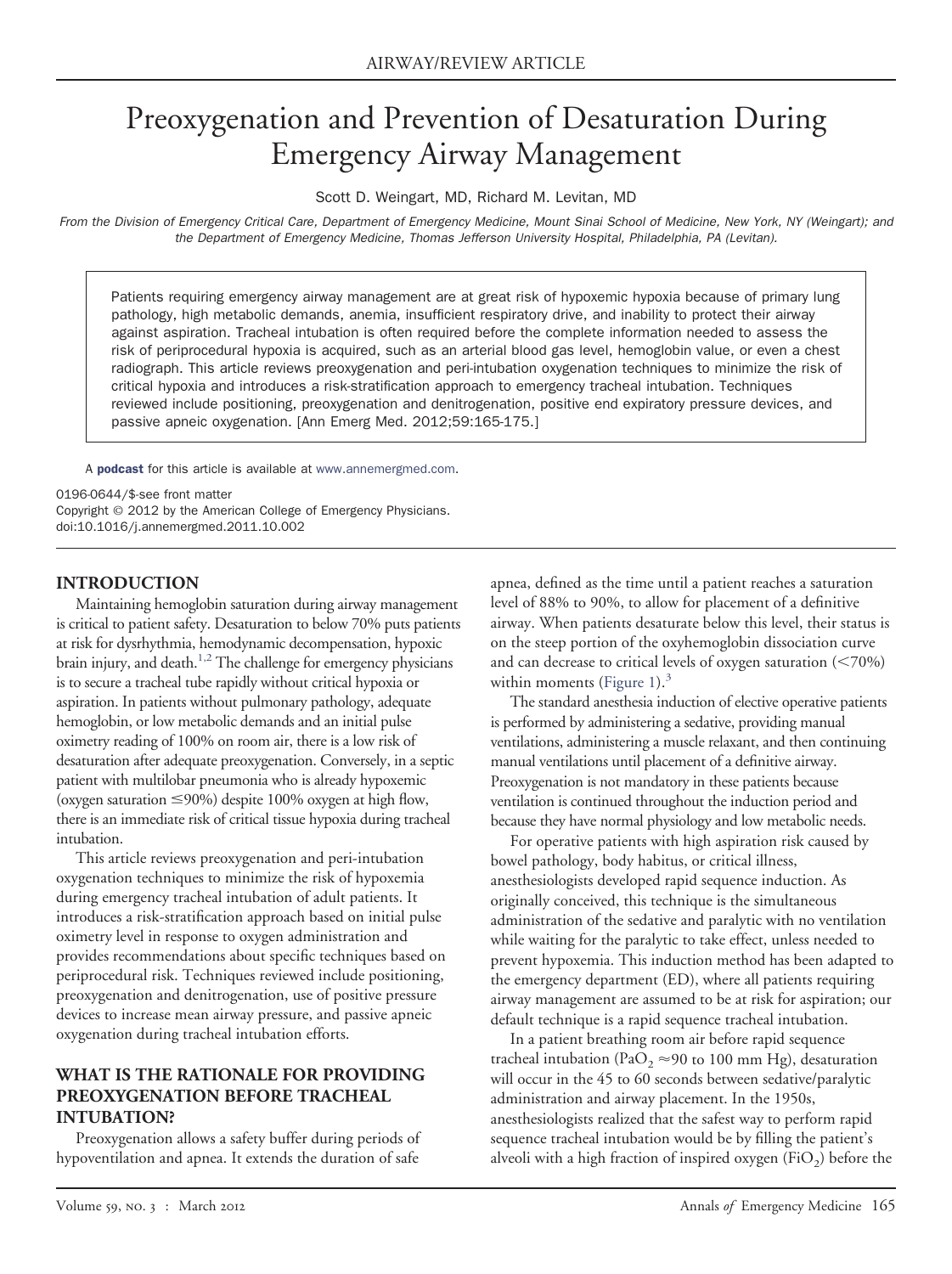AIRWAY/REVIEW ARTICLE

# Preoxygenation and Prevention of Desaturation During Emergency Airway Management

Scott D. Weingart, MD, Richard M. Levitan, MD

*From the Division of Emergency Critical Care, Department of Emergency Medicine, Mount Sinai School of Medicine, New York, NY (Weingart); and the Department of Emergency Medicine, Thomas Jefferson University Hospital, Philadelphia, PA (Levitan).*

Patients requiring emergency airway management are at great risk of hypoxemic hypoxia because of primary lung pathology, high metabolic demands, anemia, insufficient respiratory drive, and inability to protect their airway against aspiration. Tracheal intubation is often required before the complete information needed to assess the risk of periprocedural hypoxia is acquired, such as an arterial blood gas level, hemoglobin value, or even a chest radiograph. This article reviews preoxygenation and peri-intubation oxygenation techniques to minimize the risk of critical hypoxia and introduces a risk-stratification approach to emergency tracheal intubation. Techniques reviewed include positioning, preoxygenation and denitrogenation, positive end expiratory pressure devices, and passive apneic oxygenation. [Ann Emerg Med. 2012;59:165-175.]

A **podcast** for this article is available at www.annemergmed.com.

0196-0644/$-see front matter
Copyright © 2012 by the American College of Emergency Physicians.
doi:10.1016/j.annemergmed.2011.10.002

## INTRODUCTION

Maintaining hemoglobin saturation during airway management is critical to patient safety. Desaturation to below 70% puts patients at risk for dysrhythmia, hemodynamic decompensation, hypoxic brain injury, and death.[1,2] The challenge for emergency physicians is to secure a tracheal tube rapidly without critical hypoxia or aspiration. In patients without pulmonary pathology, adequate hemoglobin, or low metabolic demands and an initial pulse oximetry reading of 100% on room air, there is a low risk of desaturation after adequate preoxygenation. Conversely, in a septic patient with multilobar pneumonia who is already hypoxemic (oxygen saturation ≤90%) despite 100% oxygen at high flow, there is an immediate risk of critical tissue hypoxia during tracheal intubation.

This article reviews preoxygenation and peri-intubation oxygenation techniques to minimize the risk of hypoxemia during emergency tracheal intubation of adult patients. It introduces a risk-stratification approach based on initial pulse oximetry level in response to oxygen administration and provides recommendations about specific techniques based on periprocedural risk. Techniques reviewed include positioning, preoxygenation and denitrogenation, use of positive pressure devices to increase mean airway pressure, and passive apneic oxygenation during tracheal intubation efforts.

## WHAT IS THE RATIONALE FOR PROVIDING PREOXYGENATION BEFORE TRACHEAL INTUBATION?

Preoxygenation allows a safety buffer during periods of hypoventilation and apnea. It extends the duration of safe apnea, defined as the time until a patient reaches a saturation level of 88% to 90%, to allow for placement of a definitive airway. When patients desaturate below this level, their status is on the steep portion of the oxyhemoglobin dissociation curve and can decrease to critical levels of oxygen saturation (<70%) within moments (Figure 1).[3]

The standard anesthesia induction of elective operative patients is performed by administering a sedative, providing manual ventilations, administering a muscle relaxant, and then continuing manual ventilations until placement of a definitive airway. Preoxygenation is not mandatory in these patients because ventilation is continued throughout the induction period and because they have normal physiology and low metabolic needs.

For operative patients with high aspiration risk caused by bowel pathology, body habitus, or critical illness, anesthesiologists developed rapid sequence induction. As originally conceived, this technique is the simultaneous administration of the sedative and paralytic with no ventilation while waiting for the paralytic to take effect, unless needed to prevent hypoxemia. This induction method has been adapted to the emergency department (ED), where all patients requiring airway management are assumed to be at risk for aspiration; our default technique is a rapid sequence tracheal intubation.

In a patient breathing room air before rapid sequence tracheal intubation ($PaO_2 \approx 90$ to 100 mm Hg), desaturation will occur in the 45 to 60 seconds between sedative/paralytic administration and airway placement. In the 1950s, anesthesiologists realized that the safest way to perform rapid sequence tracheal intubation would be by filling the patient's alveoli with a high fraction of inspired oxygen ($FiO_2$) before the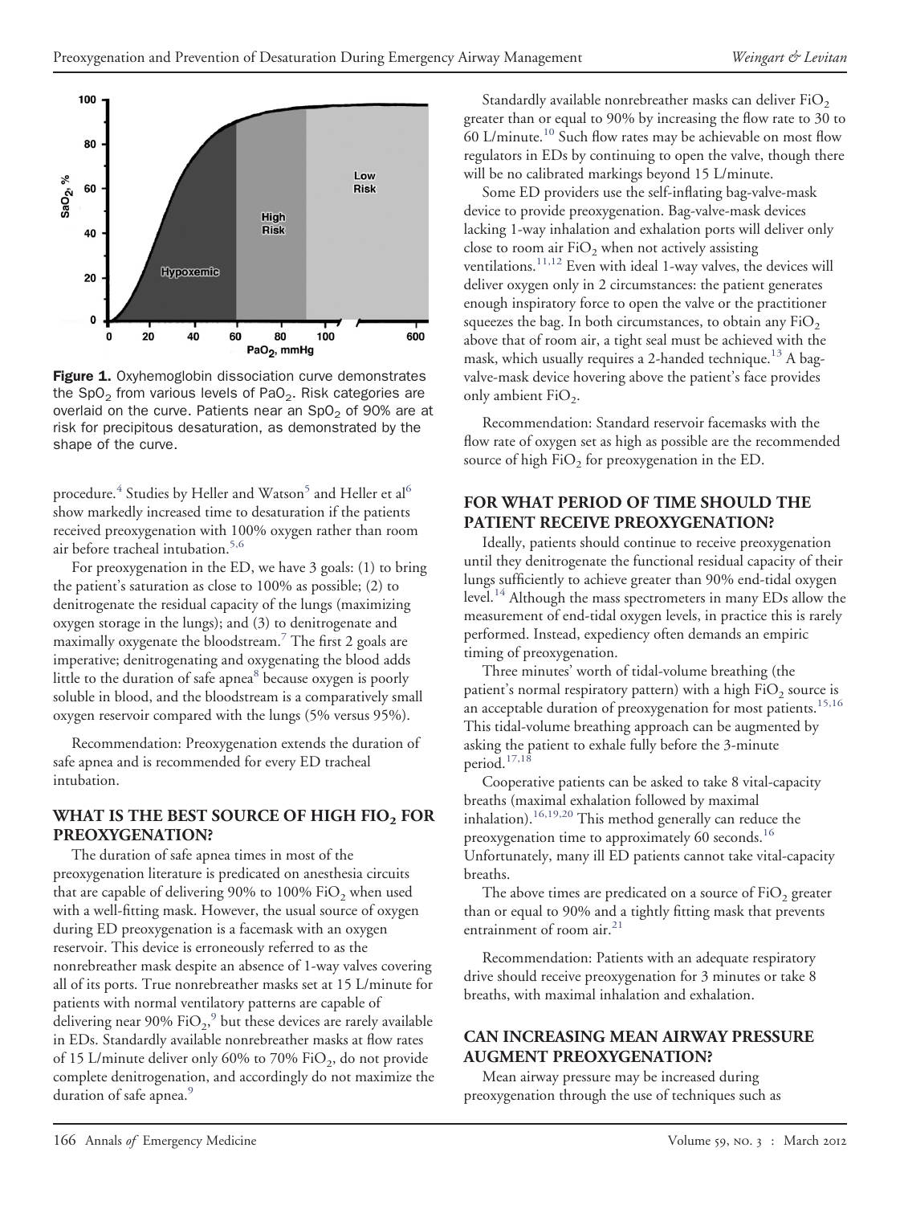100

80

60

40

20

0

SaO$_2$, %

0 20 40 60 80 100 600

PaO$_2$, mmHg

Hypoxemic

High Risk

Low Risk

**Figure 1.** Oxyhemoglobin dissociation curve demonstrates the SpO$_2$ from various levels of PaO$_2$. Risk categories are overlaid on the curve. Patients near an SpO$_2$ of 90% are at risk for precipitous desaturation, as demonstrated by the shape of the curve.

procedure.[4] Studies by Heller and Watson[5] and Heller et al[6] show markedly increased time to desaturation if the patients received preoxygenation with 100% oxygen rather than room air before tracheal intubation.[5,6]

For preoxygenation in the ED, we have 3 goals: (1) to bring the patient's saturation as close to 100% as possible; (2) to denitrogenate the residual capacity of the lungs (maximizing oxygen storage in the lungs); and (3) to denitrogenate and maximally oxygenate the bloodstream.[7] The first 2 goals are imperative; denitrogenating and oxygenating the blood adds little to the duration of safe apnea[8] because oxygen is poorly soluble in blood, and the bloodstream is a comparatively small oxygen reservoir compared with the lungs (5% versus 95%).

Recommendation: Preoxygenation extends the duration of safe apnea and is recommended for every ED tracheal intubation.

## WHAT IS THE BEST SOURCE OF HIGH FIO$_2$ FOR PREOXYGENATION?

The duration of safe apnea times in most of the preoxygenation literature is predicated on anesthesia circuits that are capable of delivering 90% to 100% FiO$_2$ when used with a well-fitting mask. However, the usual source of oxygen during ED preoxygenation is a facemask with an oxygen reservoir. This device is erroneously referred to as the nonrebreather mask despite an absence of 1-way valves covering all of its ports. True nonrebreather masks set at 15 L/minute for patients with normal ventilatory patterns are capable of delivering near 90% FiO$_2$,[9] but these devices are rarely available in EDs. Standardly available nonrebreather masks at flow rates of 15 L/minute deliver only 60% to 70% FiO$_2$, do not provide complete denitrogenation, and accordingly do not maximize the duration of safe apnea.[9]

Standardly available nonrebreather masks can deliver FiO$_2$ greater than or equal to 90% by increasing the flow rate to 30 to 60 L/minute.[10] Such flow rates may be achievable on most flow regulators in EDs by continuing to open the valve, though there will be no calibrated markings beyond 15 L/minute.

Some ED providers use the self-inflating bag-valve-mask device to provide preoxygenation. Bag-valve-mask devices lacking 1-way inhalation and exhalation ports will deliver only close to room air FiO$_2$ when not actively assisting ventilations.[11,12] Even with ideal 1-way valves, the devices will deliver oxygen only in 2 circumstances: the patient generates enough inspiratory force to open the valve or the practitioner squeezes the bag. In both circumstances, to obtain any FiO$_2$ above that of room air, a tight seal must be achieved with the mask, which usually requires a 2-handed technique.[13] A bag-valve-mask device hovering above the patient's face provides only ambient FiO$_2$.

Recommendation: Standard reservoir facemasks with the flow rate of oxygen set as high as possible are the recommended source of high FiO$_2$ for preoxygenation in the ED.

## FOR WHAT PERIOD OF TIME SHOULD THE PATIENT RECEIVE PREOXYGENATION?

Ideally, patients should continue to receive preoxygenation until they denitrogenate the functional residual capacity of their lungs sufficiently to achieve greater than 90% end-tidal oxygen level.[14] Although the mass spectrometers in many EDs allow the measurement of end-tidal oxygen levels, in practice this is rarely performed. Instead, expediency often demands an empiric timing of preoxygenation.

Three minutes' worth of tidal-volume breathing (the patient's normal respiratory pattern) with a high FiO$_2$ source is an acceptable duration of preoxygenation for most patients.[15,16] This tidal-volume breathing approach can be augmented by asking the patient to exhale fully before the 3-minute period.[17,18]

Cooperative patients can be asked to take 8 vital-capacity breaths (maximal exhalation followed by maximal inhalation).[16,19,20] This method generally can reduce the preoxygenation time to approximately 60 seconds.[16] Unfortunately, many ill ED patients cannot take vital-capacity breaths.

The above times are predicated on a source of FiO$_2$ greater than or equal to 90% and a tightly fitting mask that prevents entrainment of room air.[21]

Recommendation: Patients with an adequate respiratory drive should receive preoxygenation for 3 minutes or take 8 breaths, with maximal inhalation and exhalation.

## CAN INCREASING MEAN AIRWAY PRESSURE AUGMENT PREOXYGENATION?

Mean airway pressure may be increased during preoxygenation through the use of techniques such as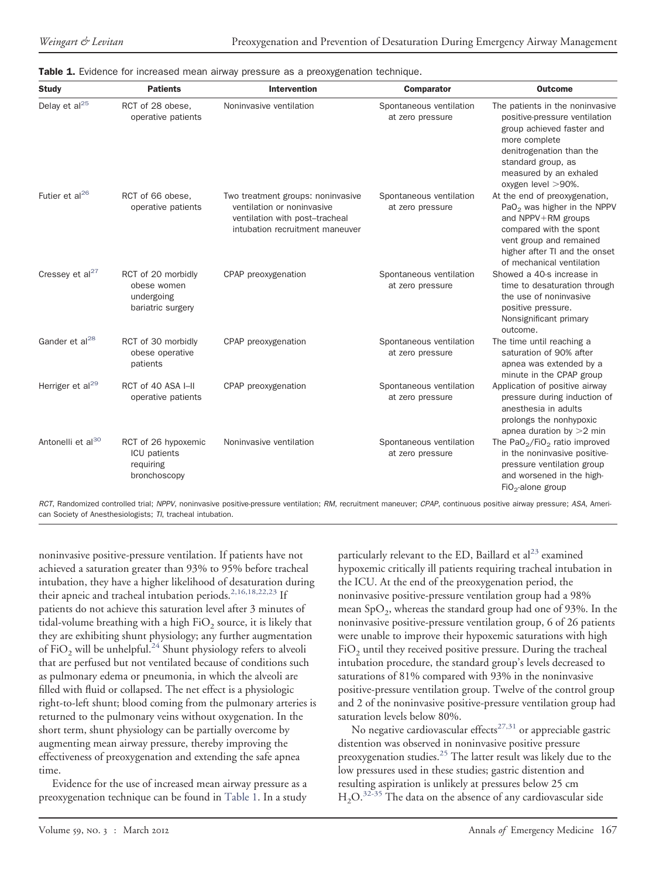**Table 1.** Evidence for increased mean airway pressure as a preoxygenation technique.

| Study | Patients | Intervention | Comparator | Outcome |
|---|---|---|---|---|
| Delay et al[25] | RCT of 28 obese, operative patients | Noninvasive ventilation | Spontaneous ventilation at zero pressure | The patients in the noninvasive positive-pressure ventilation group achieved faster and more complete denitrogenation than the standard group, as measured by an exhaled oxygen level >90%. |
| Futier et al[26] | RCT of 66 obese, operative patients | Two treatment groups: noninvasive ventilation or noninvasive ventilation with post–tracheal intubation recruitment maneuver | Spontaneous ventilation at zero pressure | At the end of preoxygenation, $PaO_2$ was higher in the NPPV and NPPV+RM groups compared with the spont vent group and remained higher after TI and the onset of mechanical ventilation |
| Cressey et al[27] | RCT of 20 morbidly obese women undergoing bariatric surgery | CPAP preoxygenation | Spontaneous ventilation at zero pressure | Showed a 40-s increase in time to desaturation through the use of noninvasive positive pressure. Nonsignificant primary outcome. |
| Gander et al[28] | RCT of 30 morbidly obese operative patients | CPAP preoxygenation | Spontaneous ventilation at zero pressure | The time until reaching a saturation of 90% after apnea was extended by a minute in the CPAP group |
| Herriger et al[29] | RCT of 40 ASA I–II operative patients | CPAP preoxygenation | Spontaneous ventilation at zero pressure | Application of positive airway pressure during induction of anesthesia in adults prolongs the nonhypoxic apnea duration by >2 min |
| Antonelli et al[30] | RCT of 26 hypoxemic ICU patients requiring bronchoscopy | Noninvasive ventilation | Spontaneous ventilation at zero pressure | The $PaO_2/FiO_2$ ratio improved in the noninvasive positive-pressure ventilation group and worsened in the high-$FiO_2$-alone group |

*RCT*, Randomized controlled trial; *NPPV*, noninvasive positive-pressure ventilation; *RM*, recruitment maneuver; *CPAP*, continuous positive airway pressure; *ASA*, American Society of Anesthesiologists; *TI*, tracheal intubation.

noninvasive positive-pressure ventilation. If patients have not achieved a saturation greater than 93% to 95% before tracheal intubation, they have a higher likelihood of desaturation during their apneic and tracheal intubation periods.[2,16,18,22,23] If patients do not achieve this saturation level after 3 minutes of tidal-volume breathing with a high $FiO_2$ source, it is likely that they are exhibiting shunt physiology; any further augmentation of $FiO_2$ will be unhelpful.[24] Shunt physiology refers to alveoli that are perfused but not ventilated because of conditions such as pulmonary edema or pneumonia, in which the alveoli are filled with fluid or collapsed. The net effect is a physiologic right-to-left shunt; blood coming from the pulmonary arteries is returned to the pulmonary veins without oxygenation. In the short term, shunt physiology can be partially overcome by augmenting mean airway pressure, thereby improving the effectiveness of preoxygenation and extending the safe apnea time.

Evidence for the use of increased mean airway pressure as a preoxygenation technique can be found in Table 1. In a study particularly relevant to the ED, Baillard et al[23] examined hypoxemic critically ill patients requiring tracheal intubation in the ICU. At the end of the preoxygenation period, the noninvasive positive-pressure ventilation group had a 98% mean $SpO_2$, whereas the standard group had one of 93%. In the noninvasive positive-pressure ventilation group, 6 of 26 patients were unable to improve their hypoxemic saturations with high $FiO_2$ until they received positive pressure. During the tracheal intubation procedure, the standard group's levels decreased to saturations of 81% compared with 93% in the noninvasive positive-pressure ventilation group. Twelve of the control group and 2 of the noninvasive positive-pressure ventilation group had saturation levels below 80%.

No negative cardiovascular effects[27,31] or appreciable gastric distention was observed in noninvasive positive pressure preoxygenation studies.[25] The latter result was likely due to the low pressures used in these studies; gastric distention and resulting aspiration is unlikely at pressures below 25 cm $H_2O$.[32-35] The data on the absence of any cardiovascular side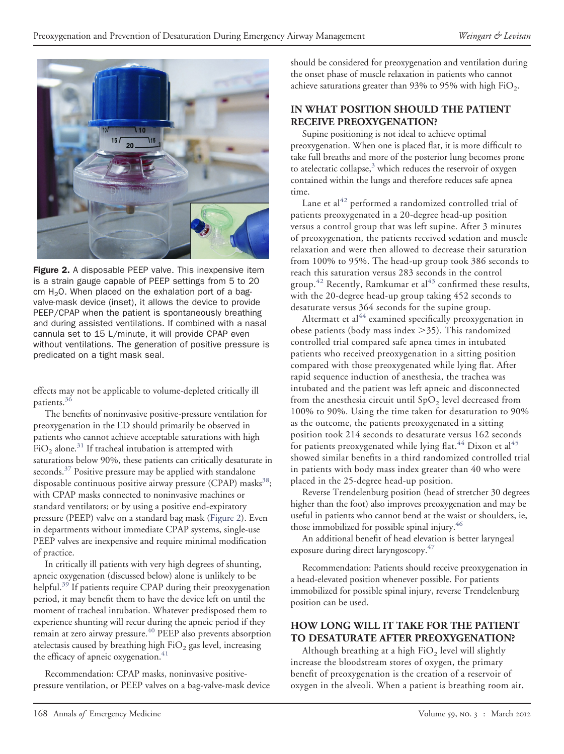Figure 2. A disposable PEEP valve. This inexpensive item is a strain gauge capable of PEEP settings from 5 to 20 cm $H_2O$. When placed on the exhalation port of a bag-valve-mask device (inset), it allows the device to provide PEEP/CPAP when the patient is spontaneously breathing and during assisted ventilations. If combined with a nasal cannula set to 15 L/minute, it will provide CPAP even without ventilations. The generation of positive pressure is predicated on a tight mask seal.

effects may not be applicable to volume-depleted critically ill patients.[36]

The benefits of noninvasive positive-pressure ventilation for preoxygenation in the ED should primarily be observed in patients who cannot achieve acceptable saturations with high $FiO_2$ alone.[31] If tracheal intubation is attempted with saturations below 90%, these patients can critically desaturate in seconds.[37] Positive pressure may be applied with standalone disposable continuous positive airway pressure (CPAP) masks[38]; with CPAP masks connected to noninvasive machines or standard ventilators; or by using a positive end-expiratory pressure (PEEP) valve on a standard bag mask (Figure 2). Even in departments without immediate CPAP systems, single-use PEEP valves are inexpensive and require minimal modification of practice.

In critically ill patients with very high degrees of shunting, apneic oxygenation (discussed below) alone is unlikely to be helpful.[39] If patients require CPAP during their preoxygenation period, it may benefit them to have the device left on until the moment of tracheal intubation. Whatever predisposed them to experience shunting will recur during the apneic period if they remain at zero airway pressure.[40] PEEP also prevents absorption atelectasis caused by breathing high $FiO_2$ gas level, increasing the efficacy of apneic oxygenation.[41]

Recommendation: CPAP masks, noninvasive positive-pressure ventilation, or PEEP valves on a bag-valve-mask device should be considered for preoxygenation and ventilation during the onset phase of muscle relaxation in patients who cannot achieve saturations greater than 93% to 95% with high $FiO_2$.

## IN WHAT POSITION SHOULD THE PATIENT RECEIVE PREOXYGENATION?

Supine positioning is not ideal to achieve optimal preoxygenation. When one is placed flat, it is more difficult to take full breaths and more of the posterior lung becomes prone to atelectatic collapse,[3] which reduces the reservoir of oxygen contained within the lungs and therefore reduces safe apnea time.

Lane et al[42] performed a randomized controlled trial of patients preoxygenated in a 20-degree head-up position versus a control group that was left supine. After 3 minutes of preoxygenation, the patients received sedation and muscle relaxation and were then allowed to decrease their saturation from 100% to 95%. The head-up group took 386 seconds to reach this saturation versus 283 seconds in the control group.[42] Recently, Ramkumar et al[43] confirmed these results, with the 20-degree head-up group taking 452 seconds to desaturate versus 364 seconds for the supine group.

Altermatt et al[44] examined specifically preoxygenation in obese patients (body mass index >35). This randomized controlled trial compared safe apnea times in intubated patients who received preoxygenation in a sitting position compared with those preoxygenated while lying flat. After rapid sequence induction of anesthesia, the trachea was intubated and the patient was left apneic and disconnected from the anesthesia circuit until $SpO_2$ level decreased from 100% to 90%. Using the time taken for desaturation to 90% as the outcome, the patients preoxygenated in a sitting position took 214 seconds to desaturate versus 162 seconds for patients preoxygenated while lying flat.[44] Dixon et al[45] showed similar benefits in a third randomized controlled trial in patients with body mass index greater than 40 who were placed in the 25-degree head-up position.

Reverse Trendelenburg position (head of stretcher 30 degrees higher than the foot) also improves preoxygenation and may be useful in patients who cannot bend at the waist or shoulders, ie, those immobilized for possible spinal injury.[46]

An additional benefit of head elevation is better laryngeal exposure during direct laryngoscopy.[47]

Recommendation: Patients should receive preoxygenation in a head-elevated position whenever possible. For patients immobilized for possible spinal injury, reverse Trendelenburg position can be used.

## HOW LONG WILL IT TAKE FOR THE PATIENT TO DESATURATE AFTER PREOXYGENATION?

Although breathing at a high $FiO_2$ level will slightly increase the bloodstream stores of oxygen, the primary benefit of preoxygenation is the creation of a reservoir of oxygen in the alveoli. When a patient is breathing room air,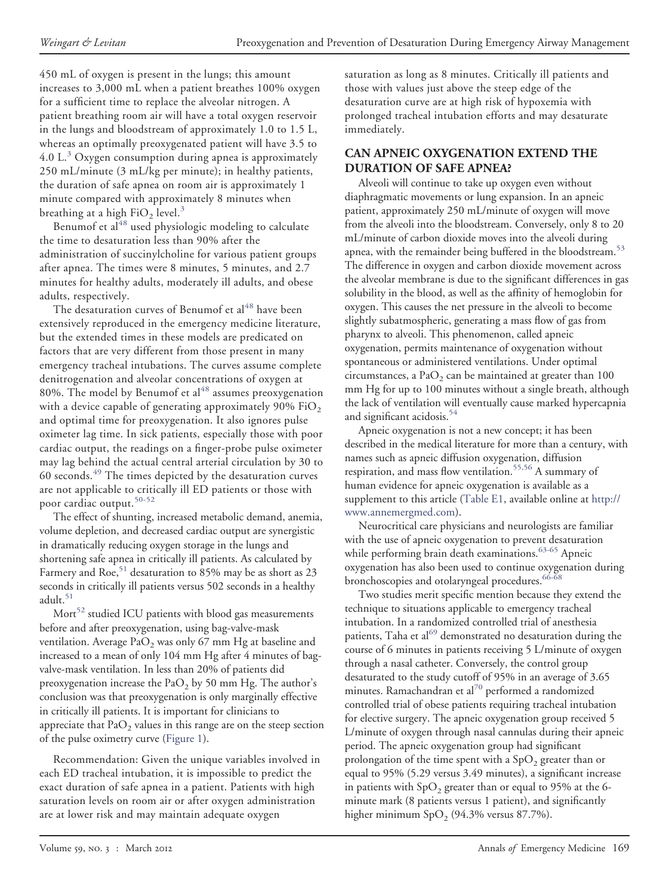450 mL of oxygen is present in the lungs; this amount increases to 3,000 mL when a patient breathes 100% oxygen for a sufficient time to replace the alveolar nitrogen. A patient breathing room air will have a total oxygen reservoir in the lungs and bloodstream of approximately 1.0 to 1.5 L, whereas an optimally preoxygenated patient will have 3.5 to 4.0 L.[3] Oxygen consumption during apnea is approximately 250 mL/minute (3 mL/kg per minute); in healthy patients, the duration of safe apnea on room air is approximately 1 minute compared with approximately 8 minutes when breathing at a high $FiO_2$ level.[3]

Benumof et al[48] used physiologic modeling to calculate the time to desaturation less than 90% after the administration of succinylcholine for various patient groups after apnea. The times were 8 minutes, 5 minutes, and 2.7 minutes for healthy adults, moderately ill adults, and obese adults, respectively.

The desaturation curves of Benumof et al[48] have been extensively reproduced in the emergency medicine literature, but the extended times in these models are predicated on factors that are very different from those present in many emergency tracheal intubations. The curves assume complete denitrogenation and alveolar concentrations of oxygen at 80%. The model by Benumof et al[48] assumes preoxygenation with a device capable of generating approximately 90% $FiO_2$ and optimal time for preoxygenation. It also ignores pulse oximeter lag time. In sick patients, especially those with poor cardiac output, the readings on a finger-probe pulse oximeter may lag behind the actual central arterial circulation by 30 to 60 seconds.[49] The times depicted by the desaturation curves are not applicable to critically ill ED patients or those with poor cardiac output.[50-52]

The effect of shunting, increased metabolic demand, anemia, volume depletion, and decreased cardiac output are synergistic in dramatically reducing oxygen storage in the lungs and shortening safe apnea in critically ill patients. As calculated by Farmery and Roe,[51] desaturation to 85% may be as short as 23 seconds in critically ill patients versus 502 seconds in a healthy adult.[51]

Mort[52] studied ICU patients with blood gas measurements before and after preoxygenation, using bag-valve-mask ventilation. Average $PaO_2$ was only 67 mm Hg at baseline and increased to a mean of only 104 mm Hg after 4 minutes of bag-valve-mask ventilation. In less than 20% of patients did preoxygenation increase the $PaO_2$ by 50 mm Hg. The author's conclusion was that preoxygenation is only marginally effective in critically ill patients. It is important for clinicians to appreciate that $PaO_2$ values in this range are on the steep section of the pulse oximetry curve (Figure 1).

Recommendation: Given the unique variables involved in each ED tracheal intubation, it is impossible to predict the exact duration of safe apnea in a patient. Patients with high saturation levels on room air or after oxygen administration are at lower risk and may maintain adequate oxygen saturation as long as 8 minutes. Critically ill patients and those with values just above the steep edge of the desaturation curve are at high risk of hypoxemia with prolonged tracheal intubation efforts and may desaturate immediately.

## CAN APNEIC OXYGENATION EXTEND THE DURATION OF SAFE APNEA?

Alveoli will continue to take up oxygen even without diaphragmatic movements or lung expansion. In an apneic patient, approximately 250 mL/minute of oxygen will move from the alveoli into the bloodstream. Conversely, only 8 to 20 mL/minute of carbon dioxide moves into the alveoli during apnea, with the remainder being buffered in the bloodstream.[53] The difference in oxygen and carbon dioxide movement across the alveolar membrane is due to the significant differences in gas solubility in the blood, as well as the affinity of hemoglobin for oxygen. This causes the net pressure in the alveoli to become slightly subatmospheric, generating a mass flow of gas from pharynx to alveoli. This phenomenon, called apneic oxygenation, permits maintenance of oxygenation without spontaneous or administered ventilations. Under optimal circumstances, a $PaO_2$ can be maintained at greater than 100 mm Hg for up to 100 minutes without a single breath, although the lack of ventilation will eventually cause marked hypercapnia and significant acidosis.[54]

Apneic oxygenation is not a new concept; it has been described in the medical literature for more than a century, with names such as apneic diffusion oxygenation, diffusion respiration, and mass flow ventilation.[55,56] A summary of human evidence for apneic oxygenation is available as a supplement to this article (Table E1, available online at http://www.annemergmed.com).

Neurocritical care physicians and neurologists are familiar with the use of apneic oxygenation to prevent desaturation while performing brain death examinations.[63-65] Apneic oxygenation has also been used to continue oxygenation during bronchoscopies and otolaryngeal procedures.[66-68]

Two studies merit specific mention because they extend the technique to situations applicable to emergency tracheal intubation. In a randomized controlled trial of anesthesia patients, Taha et al[69] demonstrated no desaturation during the course of 6 minutes in patients receiving 5 L/minute of oxygen through a nasal catheter. Conversely, the control group desaturated to the study cutoff of 95% in an average of 3.65 minutes. Ramachandran et al[70] performed a randomized controlled trial of obese patients requiring tracheal intubation for elective surgery. The apneic oxygenation group received 5 L/minute of oxygen through nasal cannulas during their apneic period. The apneic oxygenation group had significant prolongation of the time spent with a $SpO_2$ greater than or equal to 95% (5.29 versus 3.49 minutes), a significant increase in patients with $SpO_2$ greater than or equal to 95% at the 6-minute mark (8 patients versus 1 patient), and significantly higher minimum $SpO_2$ (94.3% versus 87.7%).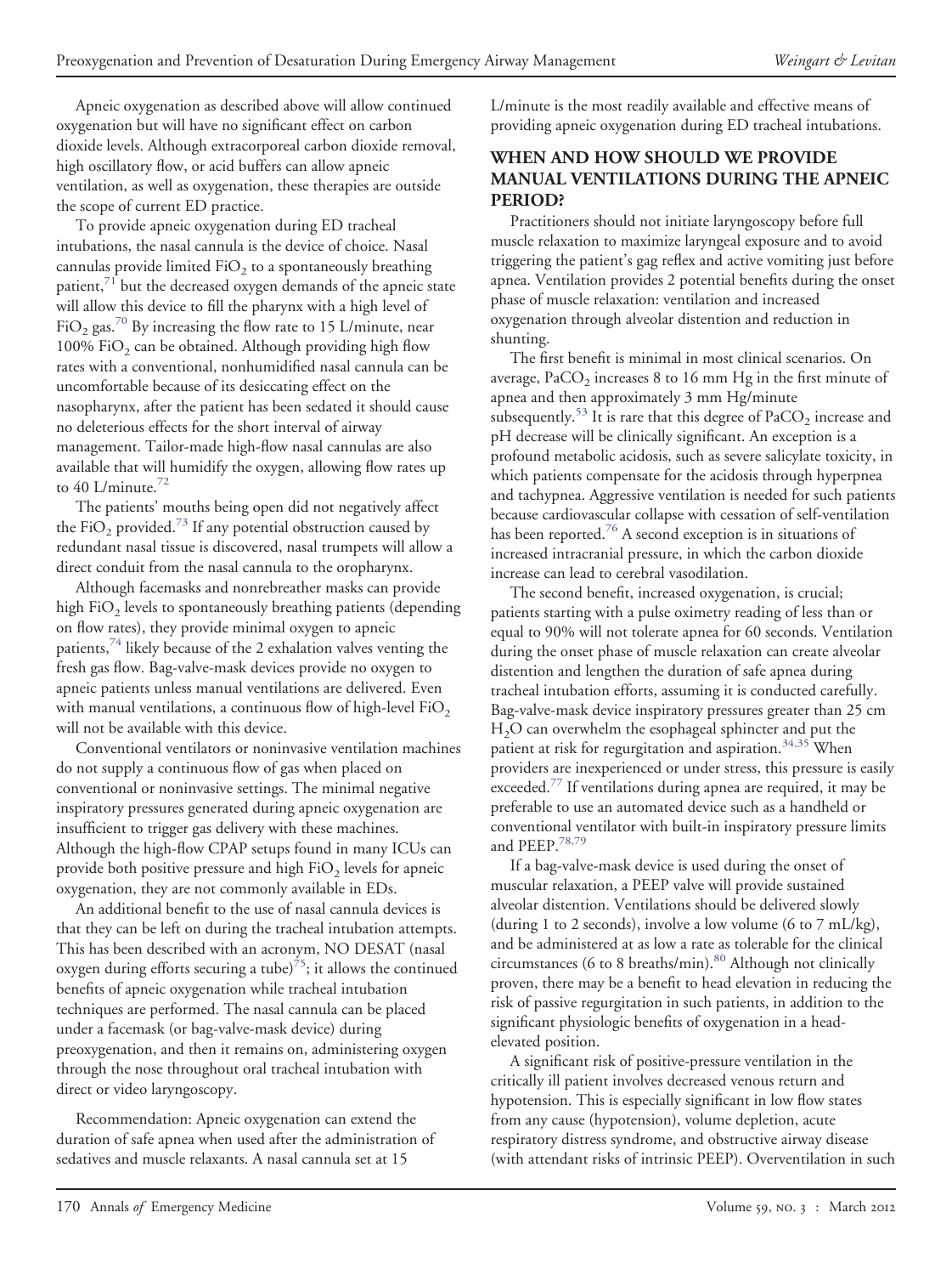Apneic oxygenation as described above will allow continued oxygenation but will have no significant effect on carbon dioxide levels. Although extracorporeal carbon dioxide removal, high oscillatory flow, or acid buffers can allow apneic ventilation, as well as oxygenation, these therapies are outside the scope of current ED practice.

To provide apneic oxygenation during ED tracheal intubations, the nasal cannula is the device of choice. Nasal cannulas provide limited $FiO_2$ to a spontaneously breathing patient,[71] but the decreased oxygen demands of the apneic state will allow this device to fill the pharynx with a high level of $FiO_2$ gas.[70] By increasing the flow rate to 15 L/minute, near 100% $FiO_2$ can be obtained. Although providing high flow rates with a conventional, nonhumidified nasal cannula can be uncomfortable because of its desiccating effect on the nasopharynx, after the patient has been sedated it should cause no deleterious effects for the short interval of airway management. Tailor-made high-flow nasal cannulas are also available that will humidify the oxygen, allowing flow rates up to 40 L/minute.[72]

The patients' mouths being open did not negatively affect the $FiO_2$ provided.[73] If any potential obstruction caused by redundant nasal tissue is discovered, nasal trumpets will allow a direct conduit from the nasal cannula to the oropharynx.

Although facemasks and nonrebreather masks can provide high $FiO_2$ levels to spontaneously breathing patients (depending on flow rates), they provide minimal oxygen to apneic patients,[74] likely because of the 2 exhalation valves venting the fresh gas flow. Bag-valve-mask devices provide no oxygen to apneic patients unless manual ventilations are delivered. Even with manual ventilations, a continuous flow of high-level $FiO_2$ will not be available with this device.

Conventional ventilators or noninvasive ventilation machines do not supply a continuous flow of gas when placed on conventional or noninvasive settings. The minimal negative inspiratory pressures generated during apneic oxygenation are insufficient to trigger gas delivery with these machines. Although the high-flow CPAP setups found in many ICUs can provide both positive pressure and high $FiO_2$ levels for apneic oxygenation, they are not commonly available in EDs.

An additional benefit to the use of nasal cannula devices is that they can be left on during the tracheal intubation attempts. This has been described with an acronym, NO DESAT (nasal oxygen during efforts securing a tube)[75]; it allows the continued benefits of apneic oxygenation while tracheal intubation techniques are performed. The nasal cannula can be placed under a facemask (or bag-valve-mask device) during preoxygenation, and then it remains on, administering oxygen through the nose throughout oral tracheal intubation with direct or video laryngoscopy.

Recommendation: Apneic oxygenation can extend the duration of safe apnea when used after the administration of sedatives and muscle relaxants. A nasal cannula set at 15 L/minute is the most readily available and effective means of providing apneic oxygenation during ED tracheal intubations.

## WHEN AND HOW SHOULD WE PROVIDE MANUAL VENTILATIONS DURING THE APNEIC PERIOD?

Practitioners should not initiate laryngoscopy before full muscle relaxation to maximize laryngeal exposure and to avoid triggering the patient's gag reflex and active vomiting just before apnea. Ventilation provides 2 potential benefits during the onset phase of muscle relaxation: ventilation and increased oxygenation through alveolar distention and reduction in shunting.

The first benefit is minimal in most clinical scenarios. On average, $PaCO_2$ increases 8 to 16 mm Hg in the first minute of apnea and then approximately 3 mm Hg/minute subsequently.[53] It is rare that this degree of $PaCO_2$ increase and pH decrease will be clinically significant. An exception is a profound metabolic acidosis, such as severe salicylate toxicity, in which patients compensate for the acidosis through hyperpnea and tachypnea. Aggressive ventilation is needed for such patients because cardiovascular collapse with cessation of self-ventilation has been reported.[76] A second exception is in situations of increased intracranial pressure, in which the carbon dioxide increase can lead to cerebral vasodilation.

The second benefit, increased oxygenation, is crucial; patients starting with a pulse oximetry reading of less than or equal to 90% will not tolerate apnea for 60 seconds. Ventilation during the onset phase of muscle relaxation can create alveolar distention and lengthen the duration of safe apnea during tracheal intubation efforts, assuming it is conducted carefully. Bag-valve-mask device inspiratory pressures greater than 25 cm $H_2O$ can overwhelm the esophageal sphincter and put the patient at risk for regurgitation and aspiration.[34,35] When providers are inexperienced or under stress, this pressure is easily exceeded.[77] If ventilations during apnea are required, it may be preferable to use an automated device such as a handheld or conventional ventilator with built-in inspiratory pressure limits and PEEP.[78,79]

If a bag-valve-mask device is used during the onset of muscular relaxation, a PEEP valve will provide sustained alveolar distention. Ventilations should be delivered slowly (during 1 to 2 seconds), involve a low volume (6 to 7 mL/kg), and be administered at as low a rate as tolerable for the clinical circumstances (6 to 8 breaths/min).[80] Although not clinically proven, there may be a benefit to head elevation in reducing the risk of passive regurgitation in such patients, in addition to the significant physiologic benefits of oxygenation in a head-elevated position.

A significant risk of positive-pressure ventilation in the critically ill patient involves decreased venous return and hypotension. This is especially significant in low flow states from any cause (hypotension), volume depletion, acute respiratory distress syndrome, and obstructive airway disease (with attendant risks of intrinsic PEEP). Overventilation in such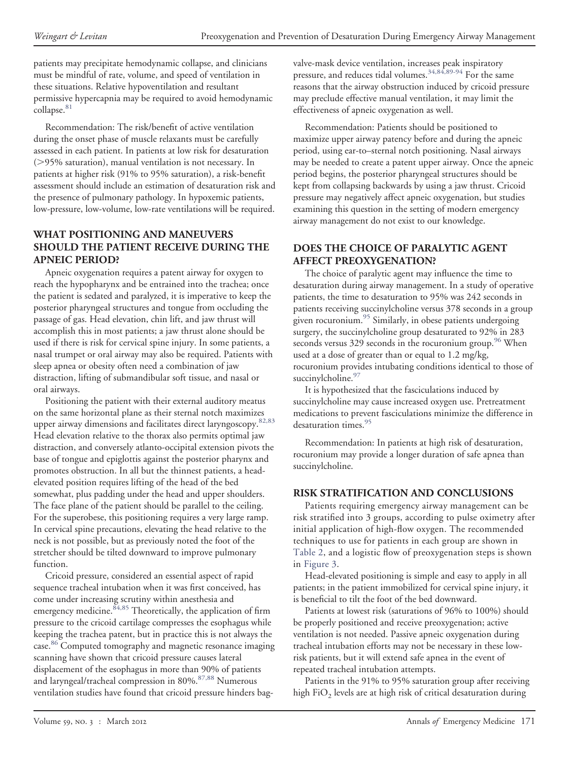patients may precipitate hemodynamic collapse, and clinicians must be mindful of rate, volume, and speed of ventilation in these situations. Relative hypoventilation and resultant permissive hypercapnia may be required to avoid hemodynamic collapse.[81]

Recommendation: The risk/benefit of active ventilation during the onset phase of muscle relaxants must be carefully assessed in each patient. In patients at low risk for desaturation (>95% saturation), manual ventilation is not necessary. In patients at higher risk (91% to 95% saturation), a risk-benefit assessment should include an estimation of desaturation risk and the presence of pulmonary pathology. In hypoxemic patients, low-pressure, low-volume, low-rate ventilations will be required.

## WHAT POSITIONING AND MANEUVERS SHOULD THE PATIENT RECEIVE DURING THE APNEIC PERIOD?

Apneic oxygenation requires a patent airway for oxygen to reach the hypopharynx and be entrained into the trachea; once the patient is sedated and paralyzed, it is imperative to keep the posterior pharyngeal structures and tongue from occluding the passage of gas. Head elevation, chin lift, and jaw thrust will accomplish this in most patients; a jaw thrust alone should be used if there is risk for cervical spine injury. In some patients, a nasal trumpet or oral airway may also be required. Patients with sleep apnea or obesity often need a combination of jaw distraction, lifting of submandibular soft tissue, and nasal or oral airways.

Positioning the patient with their external auditory meatus on the same horizontal plane as their sternal notch maximizes upper airway dimensions and facilitates direct laryngoscopy.[82,83] Head elevation relative to the thorax also permits optimal jaw distraction, and conversely atlanto-occipital extension pivots the base of tongue and epiglottis against the posterior pharynx and promotes obstruction. In all but the thinnest patients, a head-elevated position requires lifting of the head of the bed somewhat, plus padding under the head and upper shoulders. The face plane of the patient should be parallel to the ceiling. For the superobese, this positioning requires a very large ramp. In cervical spine precautions, elevating the head relative to the neck is not possible, but as previously noted the foot of the stretcher should be tilted downward to improve pulmonary function.

Cricoid pressure, considered an essential aspect of rapid sequence tracheal intubation when it was first conceived, has come under increasing scrutiny within anesthesia and emergency medicine.[84,85] Theoretically, the application of firm pressure to the cricoid cartilage compresses the esophagus while keeping the trachea patent, but in practice this is not always the case.[86] Computed tomography and magnetic resonance imaging scanning have shown that cricoid pressure causes lateral displacement of the esophagus in more than 90% of patients and laryngeal/tracheal compression in 80%.[87,88] Numerous ventilation studies have found that cricoid pressure hinders bag-valve-mask device ventilation, increases peak inspiratory pressure, and reduces tidal volumes.[34,84,89-94] For the same reasons that the airway obstruction induced by cricoid pressure may preclude effective manual ventilation, it may limit the effectiveness of apneic oxygenation as well.

Recommendation: Patients should be positioned to maximize upper airway patency before and during the apneic period, using ear-to–sternal notch positioning. Nasal airways may be needed to create a patent upper airway. Once the apneic period begins, the posterior pharyngeal structures should be kept from collapsing backwards by using a jaw thrust. Cricoid pressure may negatively affect apneic oxygenation, but studies examining this question in the setting of modern emergency airway management do not exist to our knowledge.

## DOES THE CHOICE OF PARALYTIC AGENT AFFECT PREOXYGENATION?

The choice of paralytic agent may influence the time to desaturation during airway management. In a study of operative patients, the time to desaturation to 95% was 242 seconds in patients receiving succinylcholine versus 378 seconds in a group given rocuronium.[95] Similarly, in obese patients undergoing surgery, the succinylcholine group desaturated to 92% in 283 seconds versus 329 seconds in the rocuronium group.[96] When used at a dose of greater than or equal to 1.2 mg/kg, rocuronium provides intubating conditions identical to those of succinylcholine.[97]

It is hypothesized that the fasciculations induced by succinylcholine may cause increased oxygen use. Pretreatment medications to prevent fasciculations minimize the difference in desaturation times.[95]

Recommendation: In patients at high risk of desaturation, rocuronium may provide a longer duration of safe apnea than succinylcholine.

## RISK STRATIFICATION AND CONCLUSIONS

Patients requiring emergency airway management can be risk stratified into 3 groups, according to pulse oximetry after initial application of high-flow oxygen. The recommended techniques to use for patients in each group are shown in Table 2, and a logistic flow of preoxygenation steps is shown in Figure 3.

Head-elevated positioning is simple and easy to apply in all patients; in the patient immobilized for cervical spine injury, it is beneficial to tilt the foot of the bed downward.

Patients at lowest risk (saturations of 96% to 100%) should be properly positioned and receive preoxygenation; active ventilation is not needed. Passive apneic oxygenation during tracheal intubation efforts may not be necessary in these low-risk patients, but it will extend safe apnea in the event of repeated tracheal intubation attempts.

Patients in the 91% to 95% saturation group after receiving high $FiO_2$ levels are at high risk of critical desaturation during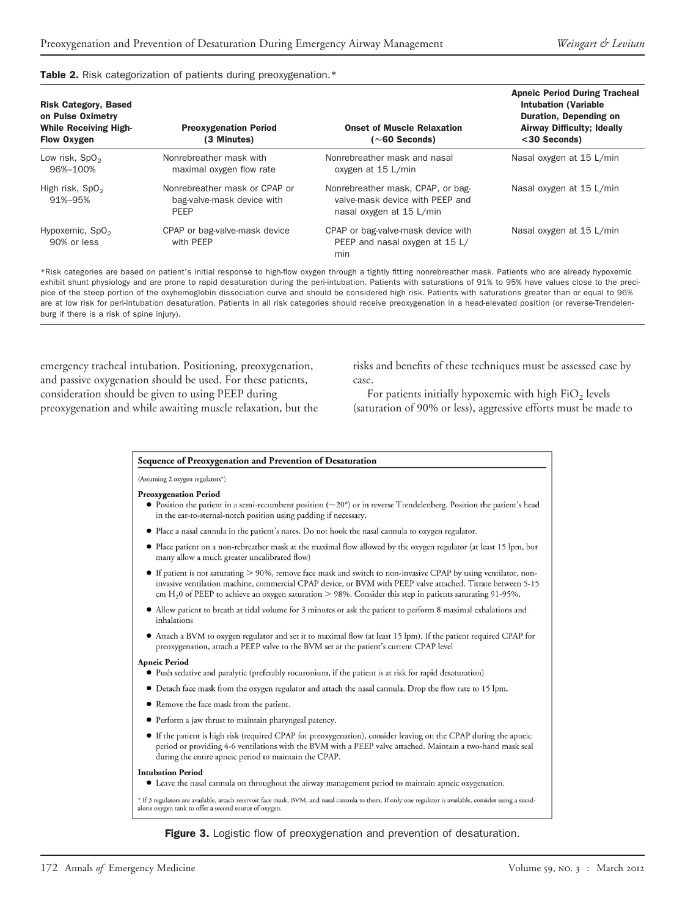**Table 2.** Risk categorization of patients during preoxygenation.*

| Risk Category, Based on Pulse Oximetry While Receiving High-Flow Oxygen | Preoxygenation Period (3 Minutes) | Onset of Muscle Relaxation (≈60 Seconds) | Apneic Period During Tracheal Intubation (Variable Duration, Depending on Airway Difficulty; Ideally <30 Seconds) |
|---|---|---|---|
| Low risk, $SpO_2$ 96%–100% | Nonrebreather mask with maximal oxygen flow rate | Nonrebreather mask and nasal oxygen at 15 L/min | Nasal oxygen at 15 L/min |
| High risk, $SpO_2$ 91%–95% | Nonrebreather mask or CPAP or bag-valve-mask device with PEEP | Nonrebreather mask, CPAP, or bag-valve-mask device with PEEP and nasal oxygen at 15 L/min | Nasal oxygen at 15 L/min |
| Hypoxemic, $SpO_2$ 90% or less | CPAP or bag-valve-mask device with PEEP | CPAP or bag-valve-mask device with PEEP and nasal oxygen at 15 L/min | Nasal oxygen at 15 L/min |

*Risk categories are based on patient's initial response to high-flow oxygen through a tightly fitting nonrebreather mask. Patients who are already hypoxemic exhibit shunt physiology and are prone to rapid desaturation during the peri-intubation. Patients with saturations of 91% to 95% have values close to the precipice of the steep portion of the oxyhemoglobin dissociation curve and should be considered high risk. Patients with saturations greater than or equal to 96% are at low risk for peri-intubation desaturation. Patients in all risk categories should receive preoxygenation in a head-elevated position (or reverse-Trendelenburg if there is a risk of spine injury).

emergency tracheal intubation. Positioning, preoxygenation, and passive oxygenation should be used. For these patients, consideration should be given to using PEEP during preoxygenation and while awaiting muscle relaxation, but the risks and benefits of these techniques must be assessed case by case.

For patients initially hypoxemic with high $FiO_2$ levels (saturation of 90% or less), aggressive efforts must be made to

**Sequence of Preoxygenation and Prevention of Desaturation**

(Assuming 2 oxygen regulators*)

**Preoxygenation Period**

- Position the patient in a semi-recumbent position (~20°) or in reverse Trendelenberg. Position the patient's head in the ear-to-sternal-notch position using padding if necessary.
- Place a nasal cannula in the patient's nares. Do not hook the nasal cannula to oxygen regulator.
- Place patient on a non-rebreather mask at the maximal flow allowed by the oxygen regulator (at least 15 lpm, but many allow a much greater uncalibrated flow)
- If patient is not saturating > 90%, remove face mask and switch to non-invasive CPAP by using ventilator, non-invasive ventilation machine, commercial CPAP device, or BVM with PEEP valve attached. Titrate between 5-15 cm $H_2O$ of PEEP to achieve an oxygen saturation > 98%. Consider this step in patients saturating 91-95%.
- Allow patient to breath at tidal volume for 3 minutes or ask the patient to perform 8 maximal exhalations and inhalations
- Attach a BVM to oxygen regulator and set it to maximal flow (at least 15 lpm). If the patient required CPAP for preoxygenation, attach a PEEP valve to the BVM set at the patient's current CPAP level

**Apneic Period**

- Push sedative and paralytic (preferably rocuronium, if the patient is at risk for rapid desaturation)
- Detach face mask from the oxygen regulator and attach the nasal cannula. Drop the flow rate to 15 lpm.
- Remove the face mask from the patient.
- Perform a jaw thrust to maintain pharyngeal patency.
- If the patient is high risk (required CPAP for preoxygenation), consider leaving on the CPAP during the apneic period or providing 4-6 ventilations with the BVM with a PEEP valve attached. Maintain a two-hand mask seal during the entire apneic period to maintain the CPAP.

**Intubation Period**

- Leave the nasal cannula on throughout the airway management period to maintain apneic oxygenation.

* If 3 regulators are available, attach reservoir face mask, BVM, and nasal cannula to them. If only one regulator is available, consider using a stand-alone oxygen tank to offer a second source of oxygen.

**Figure 3.** Logistic flow of preoxygenation and prevention of desaturation.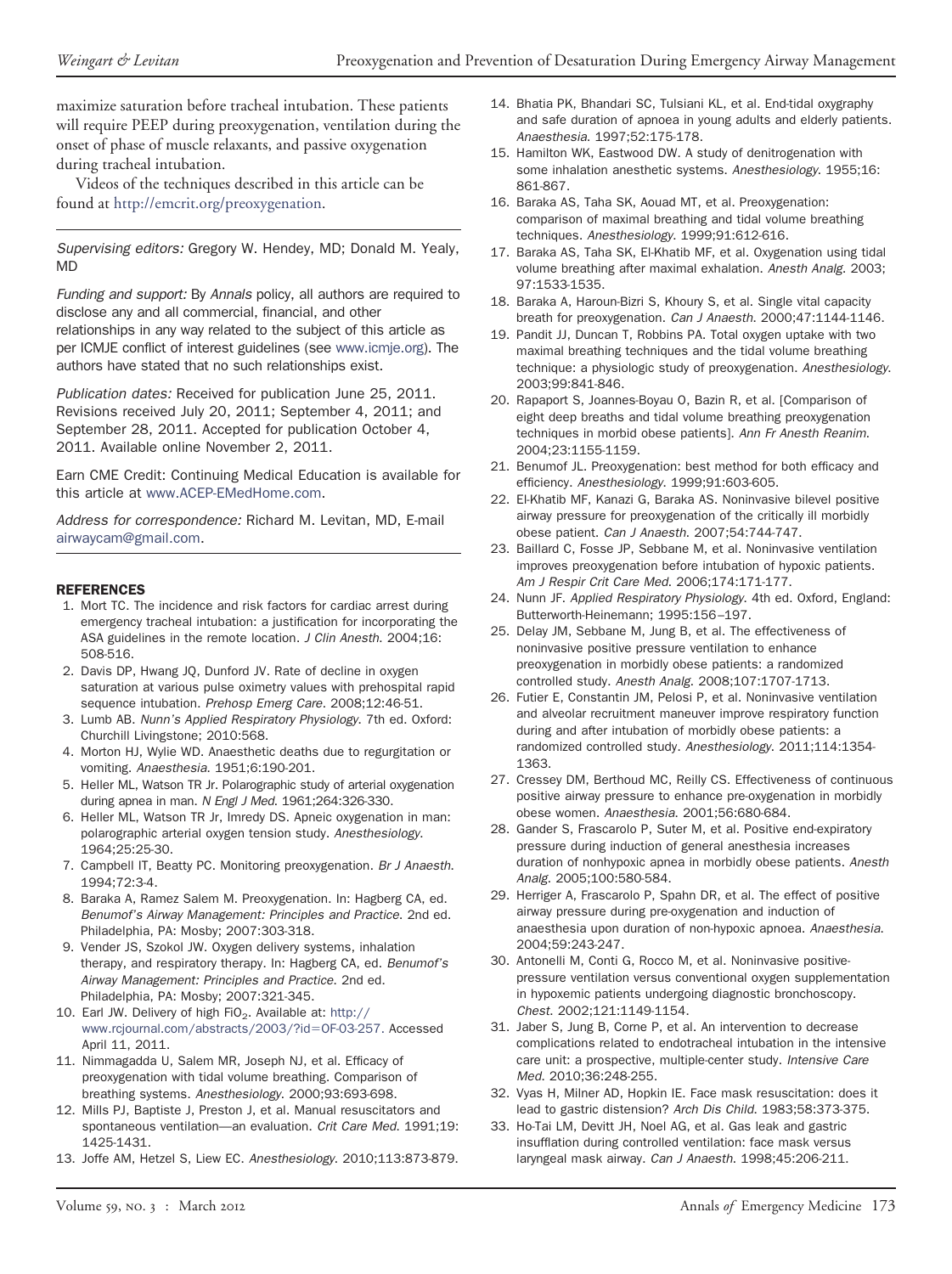maximize saturation before tracheal intubation. These patients will require PEEP during preoxygenation, ventilation during the onset of phase of muscle relaxants, and passive oxygenation during tracheal intubation.

Videos of the techniques described in this article can be found at http://emcrit.org/preoxygenation.

*Supervising editors:* Gregory W. Hendey, MD; Donald M. Yealy, MD

*Funding and support:* By *Annals* policy, all authors are required to disclose any and all commercial, financial, and other relationships in any way related to the subject of this article as per ICMJE conflict of interest guidelines (see www.icmje.org). The authors have stated that no such relationships exist.

*Publication dates:* Received for publication June 25, 2011. Revisions received July 20, 2011; September 4, 2011; and September 28, 2011. Accepted for publication October 4, 2011. Available online November 2, 2011.

Earn CME Credit: Continuing Medical Education is available for this article at www.ACEP-EMedHome.com.

*Address for correspondence:* Richard M. Levitan, MD, E-mail airwaycam@gmail.com.

## REFERENCES

1. Mort TC. The incidence and risk factors for cardiac arrest during emergency tracheal intubation: a justification for incorporating the ASA guidelines in the remote location. *J Clin Anesth*. 2004;16: 508-516.
2. Davis DP, Hwang JQ, Dunford JV. Rate of decline in oxygen saturation at various pulse oximetry values with prehospital rapid sequence intubation. *Prehosp Emerg Care*. 2008;12:46-51.
3. Lumb AB. *Nunn's Applied Respiratory Physiology*. 7th ed. Oxford: Churchill Livingstone; 2010:568.
4. Morton HJ, Wylie WD. Anaesthetic deaths due to regurgitation or vomiting. *Anaesthesia*. 1951;6:190-201.
5. Heller ML, Watson TR Jr. Polarographic study of arterial oxygenation during apnea in man. *N Engl J Med*. 1961;264:326-330.
6. Heller ML, Watson TR Jr, Imredy DS. Apneic oxygenation in man: polarographic arterial oxygen tension study. *Anesthesiology*. 1964;25:25-30.
7. Campbell IT, Beatty PC. Monitoring preoxygenation. *Br J Anaesth*. 1994;72:3-4.
8. Baraka A, Ramez Salem M. Preoxygenation. In: Hagberg CA, ed. *Benumof's Airway Management: Principles and Practice*. 2nd ed. Philadelphia, PA: Mosby; 2007:303-318.
9. Vender JS, Szokol JW. Oxygen delivery systems, inhalation therapy, and respiratory therapy. In: Hagberg CA, ed. *Benumof's Airway Management: Principles and Practice*. 2nd ed. Philadelphia, PA: Mosby; 2007:321-345.
10. Earl JW. Delivery of high $FiO_2$. Available at: http://www.rcjournal.com/abstracts/2003/?id=OF-03-257. Accessed April 11, 2011.
11. Nimmagadda U, Salem MR, Joseph NJ, et al. Efficacy of preoxygenation with tidal volume breathing. Comparison of breathing systems. *Anesthesiology*. 2000;93:693-698.
12. Mills PJ, Baptiste J, Preston J, et al. Manual resuscitators and spontaneous ventilation—an evaluation. *Crit Care Med*. 1991;19: 1425-1431.
13. Joffe AM, Hetzel S, Liew EC. *Anesthesiology*. 2010;113:873-879.
14. Bhatia PK, Bhandari SC, Tulsiani KL, et al. End-tidal oxygraphy and safe duration of apnoea in young adults and elderly patients. *Anaesthesia*. 1997;52:175-178.
15. Hamilton WK, Eastwood DW. A study of denitrogenation with some inhalation anesthetic systems. *Anesthesiology*. 1955;16: 861-867.
16. Baraka AS, Taha SK, Aouad MT, et al. Preoxygenation: comparison of maximal breathing and tidal volume breathing techniques. *Anesthesiology*. 1999;91:612-616.
17. Baraka AS, Taha SK, El-Khatib MF, et al. Oxygenation using tidal volume breathing after maximal exhalation. *Anesth Analg*. 2003; 97:1533-1535.
18. Baraka A, Haroun-Bizri S, Khoury S, et al. Single vital capacity breath for preoxygenation. *Can J Anaesth*. 2000;47:1144-1146.
19. Pandit JJ, Duncan T, Robbins PA. Total oxygen uptake with two maximal breathing techniques and the tidal volume breathing technique: a physiologic study of preoxygenation. *Anesthesiology*. 2003;99:841-846.
20. Rapaport S, Joannes-Boyau O, Bazin R, et al. [Comparison of eight deep breaths and tidal volume breathing preoxygenation techniques in morbid obese patients]. *Ann Fr Anesth Reanim*. 2004;23:1155-1159.
21. Benumof JL. Preoxygenation: best method for both efficacy and efficiency. *Anesthesiology*. 1999;91:603-605.
22. El-Khatib MF, Kanazi G, Baraka AS. Noninvasive bilevel positive airway pressure for preoxygenation of the critically ill morbidly obese patient. *Can J Anaesth*. 2007;54:744-747.
23. Baillard C, Fosse JP, Sebbane M, et al. Noninvasive ventilation improves preoxygenation before intubation of hypoxic patients. *Am J Respir Crit Care Med*. 2006;174:171-177.
24. Nunn JF. *Applied Respiratory Physiology*. 4th ed. Oxford, England: Butterworth-Heinemann; 1995:156–197.
25. Delay JM, Sebbane M, Jung B, et al. The effectiveness of noninvasive positive pressure ventilation to enhance preoxygenation in morbidly obese patients: a randomized controlled study. *Anesth Analg*. 2008;107:1707-1713.
26. Futier E, Constantin JM, Pelosi P, et al. Noninvasive ventilation and alveolar recruitment maneuver improve respiratory function during and after intubation of morbidly obese patients: a randomized controlled study. *Anesthesiology*. 2011;114:1354-1363.
27. Cressey DM, Berthoud MC, Reilly CS. Effectiveness of continuous positive airway pressure to enhance pre-oxygenation in morbidly obese women. *Anaesthesia*. 2001;56:680-684.
28. Gander S, Frascarolo P, Suter M, et al. Positive end-expiratory pressure during induction of general anesthesia increases duration of nonhypoxic apnea in morbidly obese patients. *Anesth Analg*. 2005;100:580-584.
29. Herriger A, Frascarolo P, Spahn DR, et al. The effect of positive airway pressure during pre-oxygenation and induction of anaesthesia upon duration of non-hypoxic apnoea. *Anaesthesia*. 2004;59:243-247.
30. Antonelli M, Conti G, Rocco M, et al. Noninvasive positive-pressure ventilation versus conventional oxygen supplementation in hypoxemic patients undergoing diagnostic bronchoscopy. *Chest*. 2002;121:1149-1154.
31. Jaber S, Jung B, Corne P, et al. An intervention to decrease complications related to endotracheal intubation in the intensive care unit: a prospective, multiple-center study. *Intensive Care Med*. 2010;36:248-255.
32. Vyas H, Milner AD, Hopkin IE. Face mask resuscitation: does it lead to gastric distension? *Arch Dis Child*. 1983;58:373-375.
33. Ho-Tai LM, Devitt JH, Noel AG, et al. Gas leak and gastric insufflation during controlled ventilation: face mask versus laryngeal mask airway. *Can J Anaesth*. 1998;45:206-211.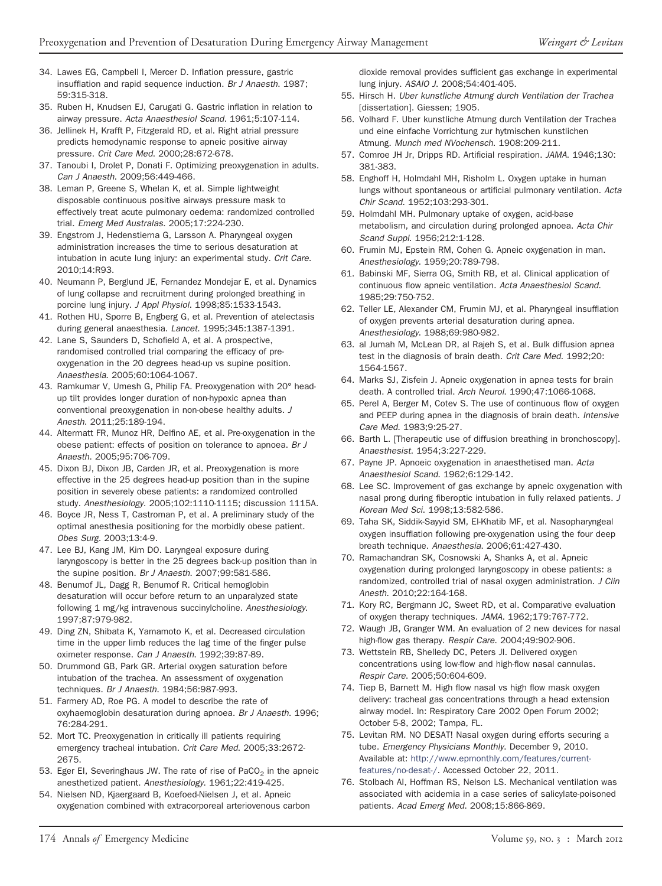34. Lawes EG, Campbell I, Mercer D. Inflation pressure, gastric insufflation and rapid sequence induction. *Br J Anaesth*. 1987; 59:315-318.
35. Ruben H, Knudsen EJ, Carugati G. Gastric inflation in relation to airway pressure. *Acta Anaesthesiol Scand*. 1961;5:107-114.
36. Jellinek H, Krafft P, Fitzgerald RD, et al. Right atrial pressure predicts hemodynamic response to apneic positive airway pressure. *Crit Care Med*. 2000;28:672-678.
37. Tanoubi I, Drolet P, Donati F. Optimizing preoxygenation in adults. *Can J Anaesth*. 2009;56:449-466.
38. Leman P, Greene S, Whelan K, et al. Simple lightweight disposable continuous positive airways pressure mask to effectively treat acute pulmonary oedema: randomized controlled trial. *Emerg Med Australas*. 2005;17:224-230.
39. Engstrom J, Hedenstierna G, Larsson A. Pharyngeal oxygen administration increases the time to serious desaturation at intubation in acute lung injury: an experimental study. *Crit Care*. 2010;14:R93.
40. Neumann P, Berglund JE, Fernandez Mondejar E, et al. Dynamics of lung collapse and recruitment during prolonged breathing in porcine lung injury. *J Appl Physiol*. 1998;85:1533-1543.
41. Rothen HU, Sporre B, Engberg G, et al. Prevention of atelectasis during general anaesthesia. *Lancet*. 1995;345:1387-1391.
42. Lane S, Saunders D, Schofield A, et al. A prospective, randomised controlled trial comparing the efficacy of pre-oxygenation in the 20 degrees head-up vs supine position. *Anaesthesia*. 2005;60:1064-1067.
43. Ramkumar V, Umesh G, Philip FA. Preoxygenation with 20° head-up tilt provides longer duration of non-hypoxic apnea than conventional preoxygenation in non-obese healthy adults. *J Anesth*. 2011;25:189-194.
44. Altermatt FR, Munoz HR, Delfino AE, et al. Pre-oxygenation in the obese patient: effects of position on tolerance to apnoea. *Br J Anaesth*. 2005;95:706-709.
45. Dixon BJ, Dixon JB, Carden JR, et al. Preoxygenation is more effective in the 25 degrees head-up position than in the supine position in severely obese patients: a randomized controlled study. *Anesthesiology*. 2005;102:1110-1115; discussion 1115A.
46. Boyce JR, Ness T, Castroman P, et al. A preliminary study of the optimal anesthesia positioning for the morbidly obese patient. *Obes Surg*. 2003;13:4-9.
47. Lee BJ, Kang JM, Kim DO. Laryngeal exposure during laryngoscopy is better in the 25 degrees back-up position than in the supine position. *Br J Anaesth*. 2007;99:581-586.
48. Benumof JL, Dagg R, Benumof R. Critical hemoglobin desaturation will occur before return to an unparalyzed state following 1 mg/kg intravenous succinylcholine. *Anesthesiology*. 1997;87:979-982.
49. Ding ZN, Shibata K, Yamamoto K, et al. Decreased circulation time in the upper limb reduces the lag time of the finger pulse oximeter response. *Can J Anaesth*. 1992;39:87-89.
50. Drummond GB, Park GR. Arterial oxygen saturation before intubation of the trachea. An assessment of oxygenation techniques. *Br J Anaesth*. 1984;56:987-993.
51. Farmery AD, Roe PG. A model to describe the rate of oxyhaemoglobin desaturation during apnoea. *Br J Anaesth*. 1996; 76:284-291.
52. Mort TC. Preoxygenation in critically ill patients requiring emergency tracheal intubation. *Crit Care Med*. 2005;33:2672-2675.
53. Eger EI, Severinghaus JW. The rate of rise of $PaCO_2$ in the apneic anesthetized patient. *Anesthesiology*. 1961;22:419-425.
54. Nielsen ND, Kjaergaard B, Koefoed-Nielsen J, et al. Apneic oxygenation combined with extracorporeal arteriovenous carbon dioxide removal provides sufficient gas exchange in experimental lung injury. *ASAIO J*. 2008;54:401-405.
55. Hirsch H. *Uber kunstliche Atmung durch Ventilation der Trachea* [dissertation]. Giessen; 1905.
56. Volhard F. Uber kunstliche Atmung durch Ventilation der Trachea und eine einfache Vorrichtung zur hytmischen kunstlichen Atmung. *Munch med NVochensch*. 1908:209-211.
57. Comroe JH Jr, Dripps RD. Artificial respiration. *JAMA*. 1946;130: 381-383.
58. Enghoff H, Holmdahl MH, Risholm L. Oxygen uptake in human lungs without spontaneous or artificial pulmonary ventilation. *Acta Chir Scand*. 1952;103:293-301.
59. Holmdahl MH. Pulmonary uptake of oxygen, acid-base metabolism, and circulation during prolonged apnoea. *Acta Chir Scand Suppl*. 1956;212:1-128.
60. Frumin MJ, Epstein RM, Cohen G. Apneic oxygenation in man. *Anesthesiology*. 1959;20:789-798.
61. Babinski MF, Sierra OG, Smith RB, et al. Clinical application of continuous flow apneic ventilation. *Acta Anaesthesiol Scand*. 1985;29:750-752.
62. Teller LE, Alexander CM, Frumin MJ, et al. Pharyngeal insufflation of oxygen prevents arterial desaturation during apnea. *Anesthesiology*. 1988;69:980-982.
63. al Jumah M, McLean DR, al Rajeh S, et al. Bulk diffusion apnea test in the diagnosis of brain death. *Crit Care Med*. 1992;20: 1564-1567.
64. Marks SJ, Zisfein J. Apneic oxygenation in apnea tests for brain death. A controlled trial. *Arch Neurol*. 1990;47:1066-1068.
65. Perel A, Berger M, Cotev S. The use of continuous flow of oxygen and PEEP during apnea in the diagnosis of brain death. *Intensive Care Med*. 1983;9:25-27.
66. Barth L. [Therapeutic use of diffusion breathing in bronchoscopy]. *Anaesthesist*. 1954;3:227-229.
67. Payne JP. Apnoeic oxygenation in anaesthetised man. *Acta Anaesthesiol Scand*. 1962;6:129-142.
68. Lee SC. Improvement of gas exchange by apneic oxygenation with nasal prong during fiberoptic intubation in fully relaxed patients. *J Korean Med Sci*. 1998;13:582-586.
69. Taha SK, Siddik-Sayyid SM, El-Khatib MF, et al. Nasopharyngeal oxygen insufflation following pre-oxygenation using the four deep breath technique. *Anaesthesia*. 2006;61:427-430.
70. Ramachandran SK, Cosnowski A, Shanks A, et al. Apneic oxygenation during prolonged laryngoscopy in obese patients: a randomized, controlled trial of nasal oxygen administration. *J Clin Anesth*. 2010;22:164-168.
71. Kory RC, Bergmann JC, Sweet RD, et al. Comparative evaluation of oxygen therapy techniques. *JAMA*. 1962;179:767-772.
72. Waugh JB, Granger WM. An evaluation of 2 new devices for nasal high-flow gas therapy. *Respir Care*. 2004;49:902-906.
73. Wettstein RB, Shelledy DC, Peters JI. Delivered oxygen concentrations using low-flow and high-flow nasal cannulas. *Respir Care*. 2005;50:604-609.
74. Tiep B, Barnett M. High flow nasal vs high flow mask oxygen delivery: tracheal gas concentrations through a head extension airway model. In: Respiratory Care 2002 Open Forum 2002; October 5-8, 2002; Tampa, FL.
75. Levitan RM. NO DESAT! Nasal oxygen during efforts securing a tube. *Emergency Physicians Monthly*. December 9, 2010. Available at: http://www.epmonthly.com/features/current-features/no-desat-/. Accessed October 22, 2011.
76. Stolbach AI, Hoffman RS, Nelson LS. Mechanical ventilation was associated with acidemia in a case series of salicylate-poisoned patients. *Acad Emerg Med*. 2008;15:866-869.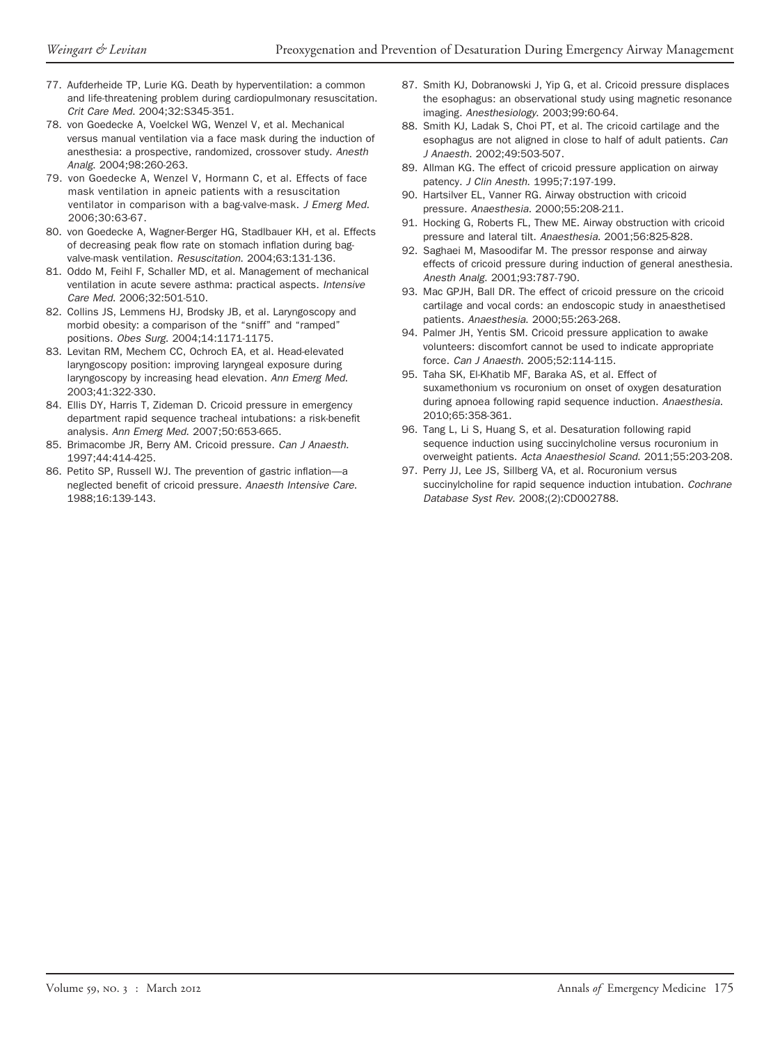77. Aufderheide TP, Lurie KG. Death by hyperventilation: a common and life-threatening problem during cardiopulmonary resuscitation. *Crit Care Med.* 2004;32:S345-351.
78. von Goedecke A, Voelckel WG, Wenzel V, et al. Mechanical versus manual ventilation via a face mask during the induction of anesthesia: a prospective, randomized, crossover study. *Anesth Analg.* 2004;98:260-263.
79. von Goedecke A, Wenzel V, Hormann C, et al. Effects of face mask ventilation in apneic patients with a resuscitation ventilator in comparison with a bag-valve-mask. *J Emerg Med.* 2006;30:63-67.
80. von Goedecke A, Wagner-Berger HG, Stadlbauer KH, et al. Effects of decreasing peak flow rate on stomach inflation during bag-valve-mask ventilation. *Resuscitation.* 2004;63:131-136.
81. Oddo M, Feihl F, Schaller MD, et al. Management of mechanical ventilation in acute severe asthma: practical aspects. *Intensive Care Med.* 2006;32:501-510.
82. Collins JS, Lemmens HJ, Brodsky JB, et al. Laryngoscopy and morbid obesity: a comparison of the "sniff" and "ramped" positions. *Obes Surg.* 2004;14:1171-1175.
83. Levitan RM, Mechem CC, Ochroch EA, et al. Head-elevated laryngoscopy position: improving laryngeal exposure during laryngoscopy by increasing head elevation. *Ann Emerg Med.* 2003;41:322-330.
84. Ellis DY, Harris T, Zideman D. Cricoid pressure in emergency department rapid sequence tracheal intubations: a risk-benefit analysis. *Ann Emerg Med.* 2007;50:653-665.
85. Brimacombe JR, Berry AM. Cricoid pressure. *Can J Anaesth.* 1997;44:414-425.
86. Petito SP, Russell WJ. The prevention of gastric inflation—a neglected benefit of cricoid pressure. *Anaesth Intensive Care.* 1988;16:139-143.
87. Smith KJ, Dobranowski J, Yip G, et al. Cricoid pressure displaces the esophagus: an observational study using magnetic resonance imaging. *Anesthesiology.* 2003;99:60-64.
88. Smith KJ, Ladak S, Choi PT, et al. The cricoid cartilage and the esophagus are not aligned in close to half of adult patients. *Can J Anaesth.* 2002;49:503-507.
89. Allman KG. The effect of cricoid pressure application on airway patency. *J Clin Anesth.* 1995;7:197-199.
90. Hartsilver EL, Vanner RG. Airway obstruction with cricoid pressure. *Anaesthesia.* 2000;55:208-211.
91. Hocking G, Roberts FL, Thew ME. Airway obstruction with cricoid pressure and lateral tilt. *Anaesthesia.* 2001;56:825-828.
92. Saghaei M, Masoodifar M. The pressor response and airway effects of cricoid pressure during induction of general anesthesia. *Anesth Analg.* 2001;93:787-790.
93. Mac GPJH, Ball DR. The effect of cricoid pressure on the cricoid cartilage and vocal cords: an endoscopic study in anaesthetised patients. *Anaesthesia.* 2000;55:263-268.
94. Palmer JH, Yentis SM. Cricoid pressure application to awake volunteers: discomfort cannot be used to indicate appropriate force. *Can J Anaesth.* 2005;52:114-115.
95. Taha SK, El-Khatib MF, Baraka AS, et al. Effect of suxamethonium vs rocuronium on onset of oxygen desaturation during apnoea following rapid sequence induction. *Anaesthesia.* 2010;65:358-361.
96. Tang L, Li S, Huang S, et al. Desaturation following rapid sequence induction using succinylcholine versus rocuronium in overweight patients. *Acta Anaesthesiol Scand.* 2011;55:203-208.
97. Perry JJ, Lee JS, Sillberg VA, et al. Rocuronium versus succinylcholine for rapid sequence induction intubation. *Cochrane Database Syst Rev.* 2008;(2):CD002788.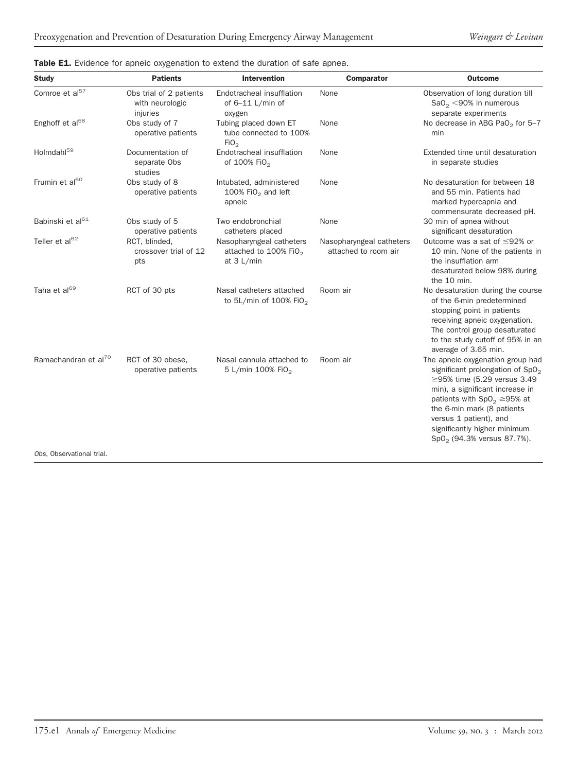**Table E1.** Evidence for apneic oxygenation to extend the duration of safe apnea.

| Study | Patients | Intervention | Comparator | Outcome |
|---|---|---|---|---|
| Comroe et al[57] | Obs trial of 2 patients with neurologic injuries | Endotracheal insufflation of 6–11 L/min of oxygen | None | Observation of long duration till $SaO_2$ <90% in numerous separate experiments |
| Enghoff et al[58] | Obs study of 7 operative patients | Tubing placed down ET tube connected to 100% $FiO_2$ | None | No decrease in ABG $PaO_2$ for 5–7 min |
| Holmdahl[59] | Documentation of separate Obs studies | Endotracheal insufflation of 100% $FiO_2$ | None | Extended time until desaturation in separate studies |
| Frumin et al[60] | Obs study of 8 operative patients | Intubated, administered 100% $FiO_2$ and left apneic | None | No desaturation for between 18 and 55 min. Patients had marked hypercapnia and commensurate decreased pH. |
| Babinski et al[61] | Obs study of 5 operative patients | Two endobronchial catheters placed | None | 30 min of apnea without significant desaturation |
| Teller et al[62] | RCT, blinded, crossover trial of 12 pts | Nasopharyngeal catheters attached to 100% $FiO_2$ at 3 L/min | Nasopharyngeal catheters attached to room air | Outcome was a sat of ≤92% or 10 min. None of the patients in the insufflation arm desaturated below 98% during the 10 min. |
| Taha et al[69] | RCT of 30 pts | Nasal catheters attached to 5L/min of 100% $FiO_2$ | Room air | No desaturation during the course of the 6-min predetermined stopping point in patients receiving apneic oxygenation. The control group desaturated to the study cutoff of 95% in an average of 3.65 min. |
| Ramachandran et al[70] | RCT of 30 obese, operative patients | Nasal cannula attached to 5 L/min 100% $FiO_2$ | Room air | The apneic oxygenation group had significant prolongation of $SpO_2$ ≥95% time (5.29 versus 3.49 min), a significant increase in patients with $SpO_2$ ≥95% at the 6-min mark (8 patients versus 1 patient), and significantly higher minimum $SpO_2$ (94.3% versus 87.7%). |

*Obs*, Observational trial.